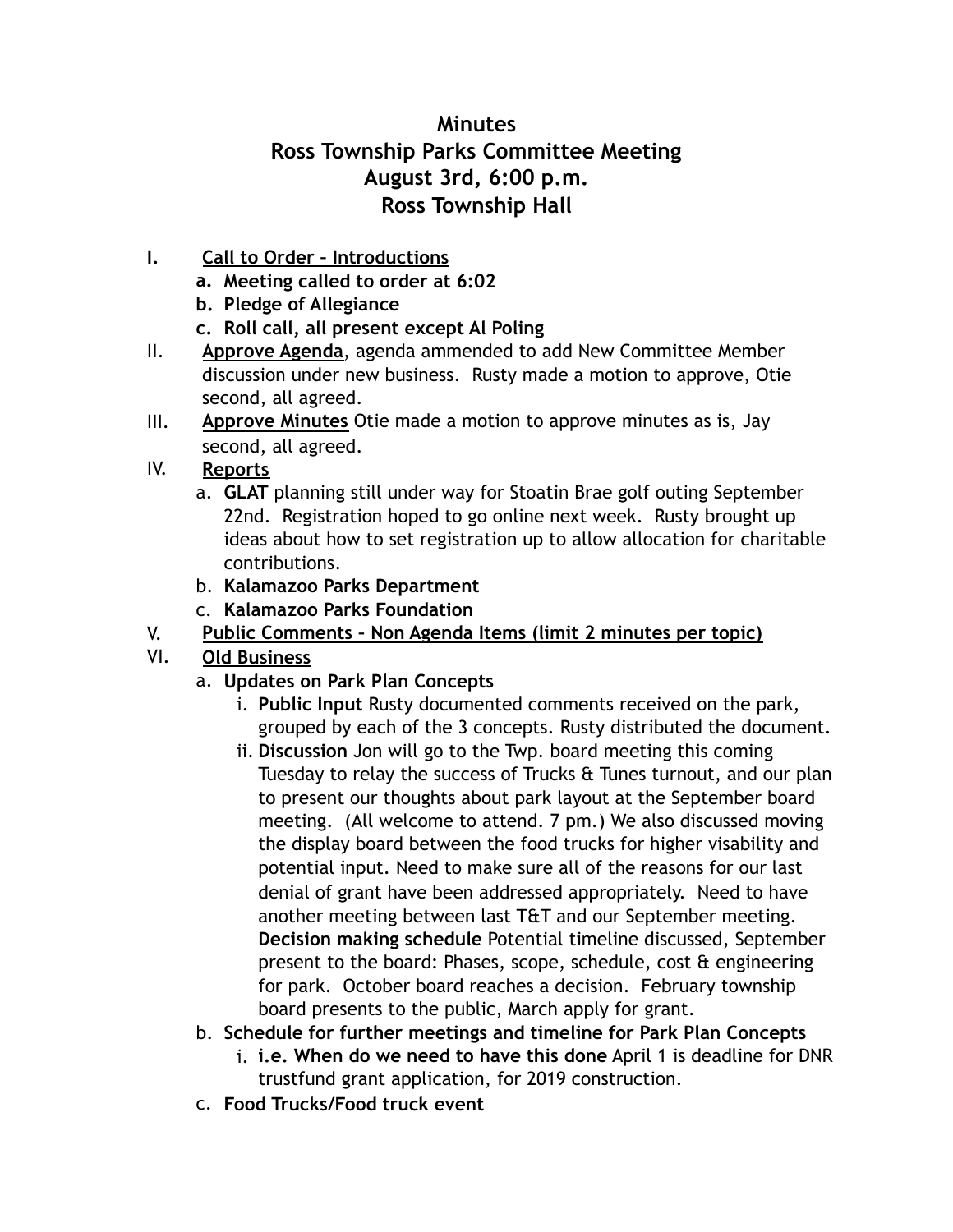# Minutes
## Ross Township Parks Committee Meeting
## August 3rd, 6:00 p.m.
## Ross Township Hall

I. **Call to Order – Introductions**
   a. **Meeting called to order at 6:02**
   b. **Pledge of Allegiance**
   c. **Roll call, all present except Al Poling**

II. **Approve Agenda**, agenda ammended to add New Committee Member discussion under new business. Rusty made a motion to approve, Otie second, all agreed.

III. **Approve Minutes** Otie made a motion to approve minutes as is, Jay second, all agreed.

IV. **Reports**
   a. **GLAT** planning still under way for Stoatin Brae golf outing September 22nd. Registration hoped to go online next week. Rusty brought up ideas about how to set registration up to allow allocation for charitable contributions.
   b. **Kalamazoo Parks Department**
   c. **Kalamazoo Parks Foundation**

V. **Public Comments – Non Agenda Items (limit 2 minutes per topic)**

VI. **Old Business**
   a. **Updates on Park Plan Concepts**
      i. **Public Input** Rusty documented comments received on the park, grouped by each of the 3 concepts. Rusty distributed the document.
      ii. **Discussion** Jon will go to the Twp. board meeting this coming Tuesday to relay the success of Trucks & Tunes turnout, and our plan to present our thoughts about park layout at the September board meeting. (All welcome to attend. 7 pm.) We also discussed moving the display board between the food trucks for higher visability and potential input. Need to make sure all of the reasons for our last denial of grant have been addressed appropriately. Need to have another meeting between last T&T and our September meeting. **Decision making schedule** Potential timeline discussed, September present to the board: Phases, scope, schedule, cost & engineering for park. October board reaches a decision. February township board presents to the public, March apply for grant.
   b. **Schedule for further meetings and timeline for Park Plan Concepts**
      i. **i.e. When do we need to have this done** April 1 is deadline for DNR trustfund grant application, for 2019 construction.
   c. **Food Trucks/Food truck event**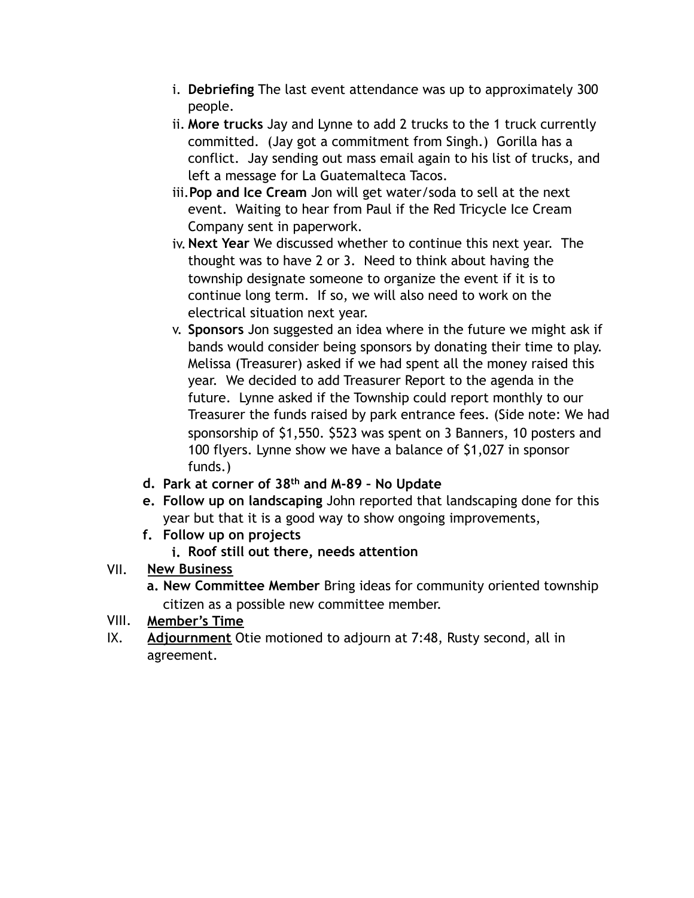i. **Debriefing** The last event attendance was up to approximately 300 people.
   ii. **More trucks** Jay and Lynne to add 2 trucks to the 1 truck currently committed. (Jay got a commitment from Singh.) Gorilla has a conflict. Jay sending out mass email again to his list of trucks, and left a message for La Guatemalteca Tacos.
   iii. **Pop and Ice Cream** Jon will get water/soda to sell at the next event. Waiting to hear from Paul if the Red Tricycle Ice Cream Company sent in paperwork.
   iv. **Next Year** We discussed whether to continue this next year. The thought was to have 2 or 3. Need to think about having the township designate someone to organize the event if it is to continue long term. If so, we will also need to work on the electrical situation next year.
   v. **Sponsors** Jon suggested an idea where in the future we might ask if bands would consider being sponsors by donating their time to play. Melissa (Treasurer) asked if we had spent all the money raised this year. We decided to add Treasurer Report to the agenda in the future. Lynne asked if the Township could report monthly to our Treasurer the funds raised by park entrance fees. (Side note: We had sponsorship of $1,550. $523 was spent on 3 Banners, 10 posters and 100 flyers. Lynne show we have a balance of $1,027 in sponsor funds.)

d. **Park at corner of 38th and M-89 – No Update**

e. **Follow up on landscaping** John reported that landscaping done for this year but that it is a good way to show ongoing improvements,

f. **Follow up on projects**
   i. **Roof still out there, needs attention**

VII. **New Business**

a. **New Committee Member** Bring ideas for community oriented township citizen as a possible new committee member.

VIII. **Member's Time**

IX. **Adjournment** Otie motioned to adjourn at 7:48, Rusty second, all in agreement.